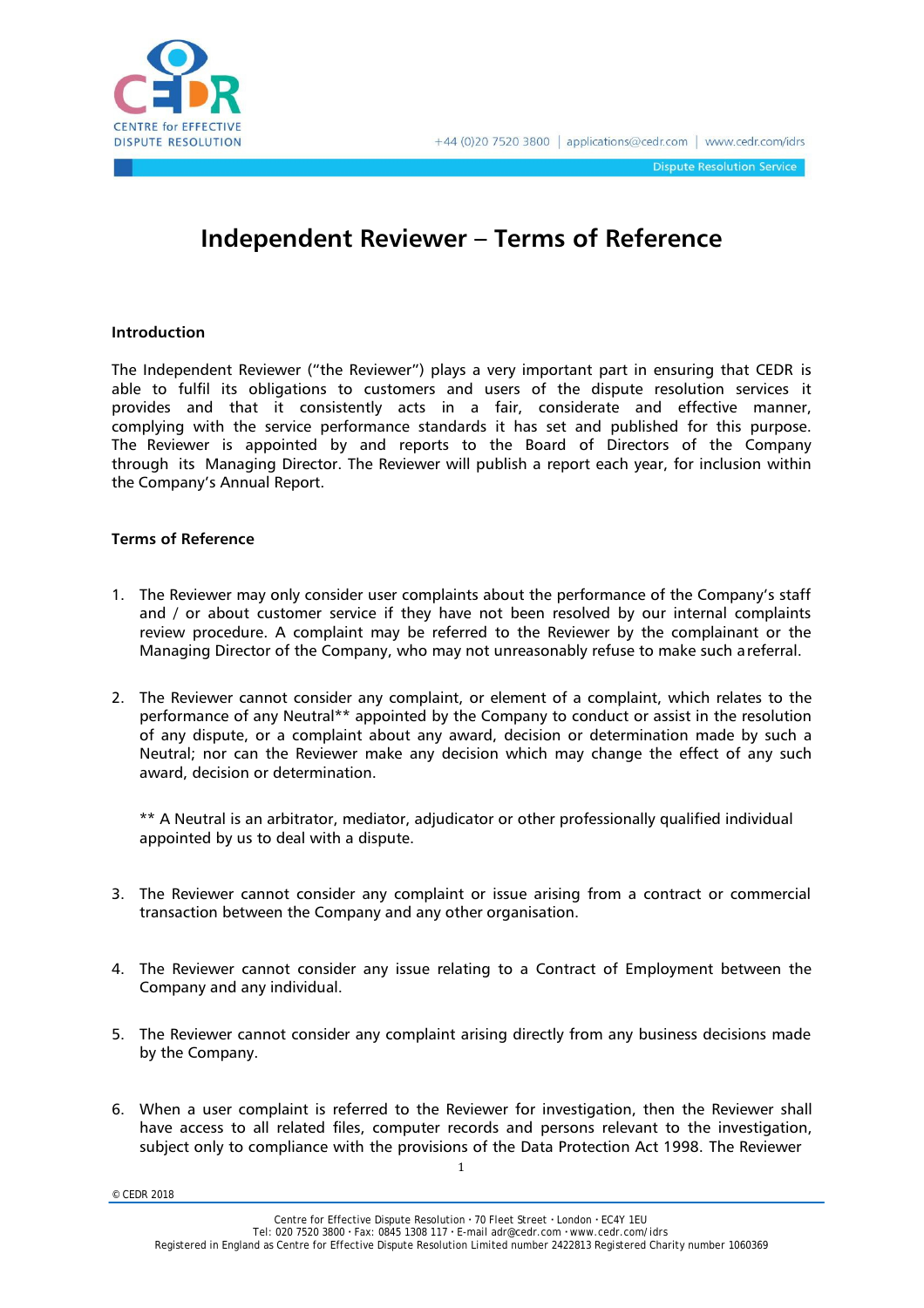# Independent Reviewer – Terms of Reference

## Introduction

The Independent Reviewer ("the Reviewer") plays a very important part in ensuring that CEDR is able to fulfil its obligations to customers and users of the dispute resolution services it provides and that it consistently acts in a fair, considerate and effective manner, complying with the service performance standards it has set and published for this purpose. The Reviewer is appointed by and reports to the Board of Directors of the Company through its Managing Director. The Reviewer will publish a report each year, for inclusion within the Company's Annual Report.

## Terms of Reference

1. The Reviewer may only consider user complaints about the performance of the Company's staff and / or about customer service if they have not been resolved by our internal complaints review procedure. A complaint may be referred to the Reviewer by the complainant or the Managing Director of the Company, who may not unreasonably refuse to make such a referral.

2. The Reviewer cannot consider any complaint, or element of a complaint, which relates to the performance of any Neutral** appointed by the Company to conduct or assist in the resolution of any dispute, or a complaint about any award, decision or determination made by such a Neutral; nor can the Reviewer make any decision which may change the effect of any such award, decision or determination.

   ** A Neutral is an arbitrator, mediator, adjudicator or other professionally qualified individual appointed by us to deal with a dispute.

3. The Reviewer cannot consider any complaint or issue arising from a contract or commercial transaction between the Company and any other organisation.

4. The Reviewer cannot consider any issue relating to a Contract of Employment between the Company and any individual.

5. The Reviewer cannot consider any complaint arising directly from any business decisions made by the Company.

6. When a user complaint is referred to the Reviewer for investigation, then the Reviewer shall have access to all related files, computer records and persons relevant to the investigation, subject only to compliance with the provisions of the Data Protection Act 1998. The Reviewer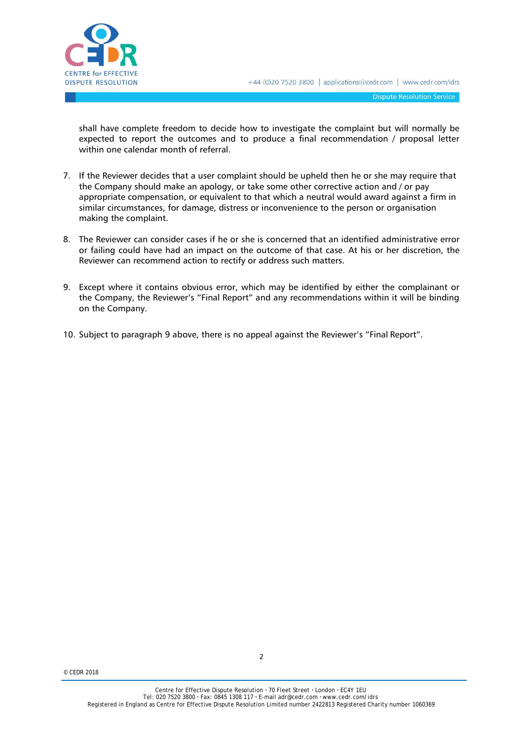shall have complete freedom to decide how to investigate the complaint but will normally be expected to report the outcomes and to produce a final recommendation / proposal letter within one calendar month of referral.

7. If the Reviewer decides that a user complaint should be upheld then he or she may require that the Company should make an apology, or take some other corrective action and / or pay appropriate compensation, or equivalent to that which a neutral would award against a firm in similar circumstances, for damage, distress or inconvenience to the person or organisation making the complaint.

8. The Reviewer can consider cases if he or she is concerned that an identified administrative error or failing could have had an impact on the outcome of that case. At his or her discretion, the Reviewer can recommend action to rectify or address such matters.

9. Except where it contains obvious error, which may be identified by either the complainant or the Company, the Reviewer's "Final Report" and any recommendations within it will be binding on the Company.

10. Subject to paragraph 9 above, there is no appeal against the Reviewer's "Final Report".